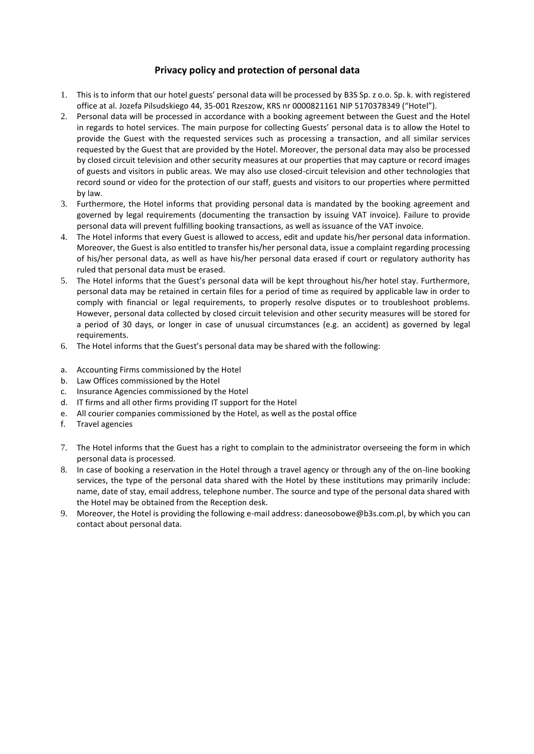## Privacy policy and protection of personal data

1. This is to inform that our hotel guests' personal data will be processed by B3S Sp. z o.o. Sp. k. with registered office at al. Jozefa Pilsudskiego 44, 35-001 Rzeszow, KRS nr 0000821161 NIP 5170378349 ("Hotel").
2. Personal data will be processed in accordance with a booking agreement between the Guest and the Hotel in regards to hotel services. The main purpose for collecting Guests' personal data is to allow the Hotel to provide the Guest with the requested services such as processing a transaction, and all similar services requested by the Guest that are provided by the Hotel. Moreover, the personal data may also be processed by closed circuit television and other security measures at our properties that may capture or record images of guests and visitors in public areas. We may also use closed-circuit television and other technologies that record sound or video for the protection of our staff, guests and visitors to our properties where permitted by law.
3. Furthermore, the Hotel informs that providing personal data is mandated by the booking agreement and governed by legal requirements (documenting the transaction by issuing VAT invoice). Failure to provide personal data will prevent fulfilling booking transactions, as well as issuance of the VAT invoice.
4. The Hotel informs that every Guest is allowed to access, edit and update his/her personal data information. Moreover, the Guest is also entitled to transfer his/her personal data, issue a complaint regarding processing of his/her personal data, as well as have his/her personal data erased if court or regulatory authority has ruled that personal data must be erased.
5. The Hotel informs that the Guest's personal data will be kept throughout his/her hotel stay. Furthermore, personal data may be retained in certain files for a period of time as required by applicable law in order to comply with financial or legal requirements, to properly resolve disputes or to troubleshoot problems. However, personal data collected by closed circuit television and other security measures will be stored for a period of 30 days, or longer in case of unusual circumstances (e.g. an accident) as governed by legal requirements.
6. The Hotel informs that the Guest's personal data may be shared with the following:

a. Accounting Firms commissioned by the Hotel
b. Law Offices commissioned by the Hotel
c. Insurance Agencies commissioned by the Hotel
d. IT firms and all other firms providing IT support for the Hotel
e. All courier companies commissioned by the Hotel, as well as the postal office
f. Travel agencies

7. The Hotel informs that the Guest has a right to complain to the administrator overseeing the form in which personal data is processed.
8. In case of booking a reservation in the Hotel through a travel agency or through any of the on-line booking services, the type of the personal data shared with the Hotel by these institutions may primarily include: name, date of stay, email address, telephone number. The source and type of the personal data shared with the Hotel may be obtained from the Reception desk.
9. Moreover, the Hotel is providing the following e-mail address: daneosobowe@b3s.com.pl, by which you can contact about personal data.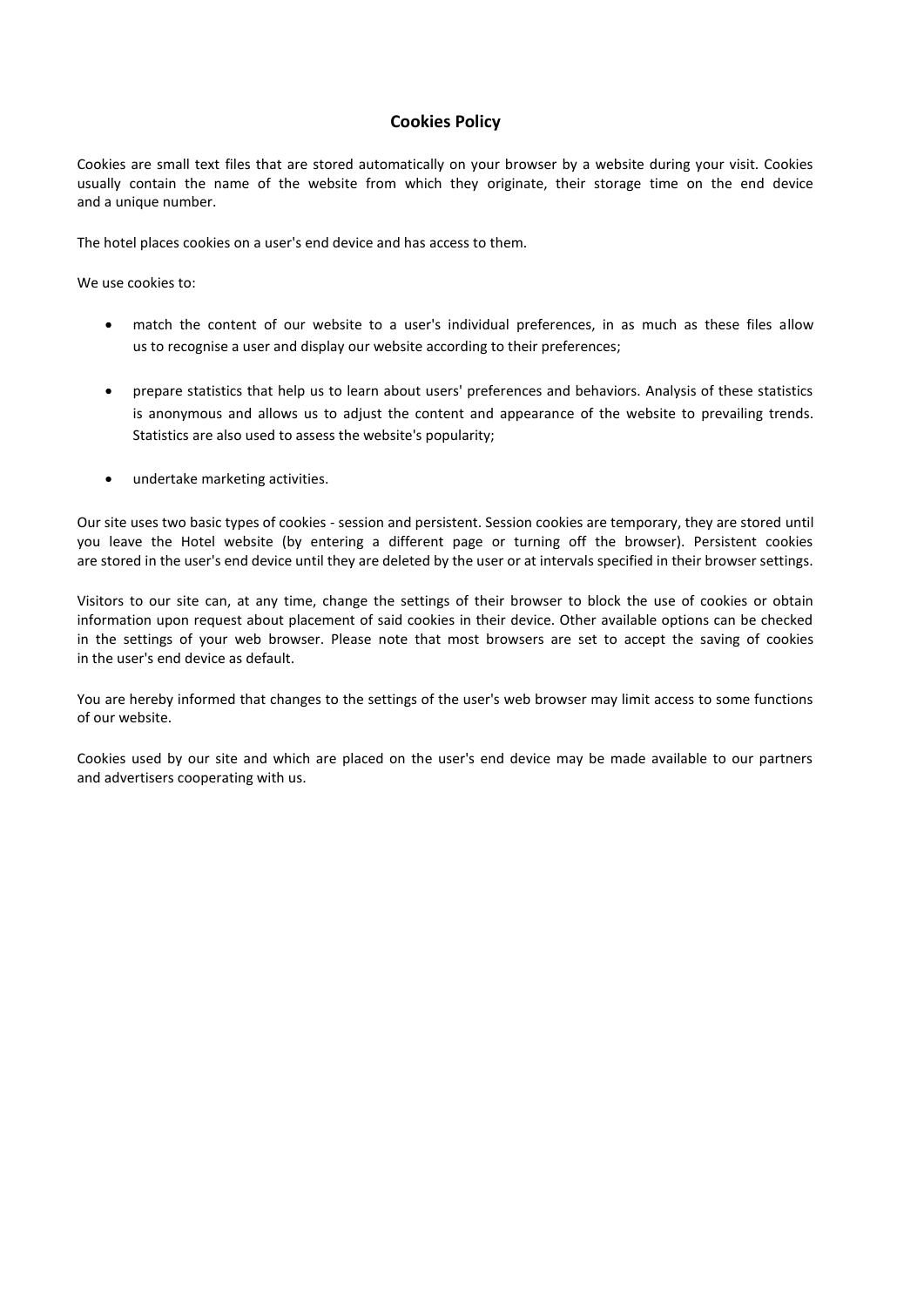# Cookies Policy

Cookies are small text files that are stored automatically on your browser by a website during your visit. Cookies usually contain the name of the website from which they originate, their storage time on the end device and a unique number.

The hotel places cookies on a user's end device and has access to them.

We use cookies to:

- match the content of our website to a user's individual preferences, in as much as these files allow us to recognise a user and display our website according to their preferences;
- prepare statistics that help us to learn about users' preferences and behaviors. Analysis of these statistics is anonymous and allows us to adjust the content and appearance of the website to prevailing trends. Statistics are also used to assess the website's popularity;
- undertake marketing activities.

Our site uses two basic types of cookies - session and persistent. Session cookies are temporary, they are stored until you leave the Hotel website (by entering a different page or turning off the browser). Persistent cookies are stored in the user's end device until they are deleted by the user or at intervals specified in their browser settings.

Visitors to our site can, at any time, change the settings of their browser to block the use of cookies or obtain information upon request about placement of said cookies in their device. Other available options can be checked in the settings of your web browser. Please note that most browsers are set to accept the saving of cookies in the user's end device as default.

You are hereby informed that changes to the settings of the user's web browser may limit access to some functions of our website.

Cookies used by our site and which are placed on the user's end device may be made available to our partners and advertisers cooperating with us.